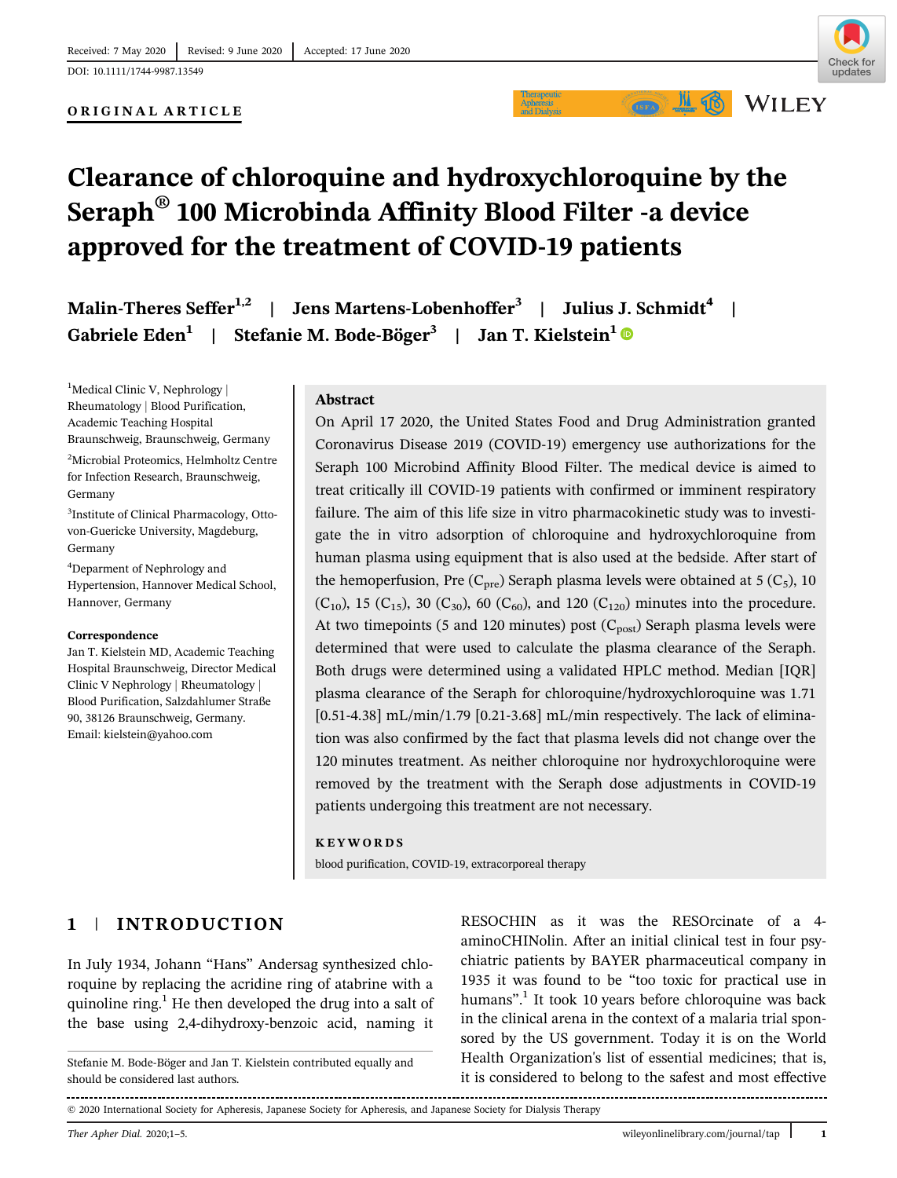Received: 7 May 2020 | Revised: 9 June 2020 | Accepted: 17 June 2020

DOI: 10.1111/1744-9987.13549

**ORIGINAL ARTICLE**

# Clearance of chloroquine and hydroxychloroquine by the Seraph® 100 Microbinda Affinity Blood Filter -a device approved for the treatment of COVID-19 patients

**Malin-Theres Seffer[1,2] | Jens Martens-Lobenhoffer[3] | Julius J. Schmidt[4] | Gabriele Eden[1] | Stefanie M. Bode-Böger[3] | Jan T. Kielstein[1]**

[1]Medical Clinic V, Nephrology | Rheumatology | Blood Purification, Academic Teaching Hospital Braunschweig, Braunschweig, Germany

[2]Microbial Proteomics, Helmholtz Centre for Infection Research, Braunschweig, Germany

[3]Institute of Clinical Pharmacology, Otto-von-Guericke University, Magdeburg, Germany

[4]Deparment of Nephrology and Hypertension, Hannover Medical School, Hannover, Germany

**Correspondence**
Jan T. Kielstein MD, Academic Teaching Hospital Braunschweig, Director Medical Clinic V Nephrology | Rheumatology | Blood Purification, Salzdahlumer Straße 90, 38126 Braunschweig, Germany.
Email: kielstein@yahoo.com

## Abstract

On April 17 2020, the United States Food and Drug Administration granted Coronavirus Disease 2019 (COVID-19) emergency use authorizations for the Seraph 100 Microbind Affinity Blood Filter. The medical device is aimed to treat critically ill COVID-19 patients with confirmed or imminent respiratory failure. The aim of this life size in vitro pharmacokinetic study was to investigate the in vitro adsorption of chloroquine and hydroxychloroquine from human plasma using equipment that is also used at the bedside. After start of the hemoperfusion, Pre ($C_{pre}$) Seraph plasma levels were obtained at 5 ($C_5$), 10 ($C_{10}$), 15 ($C_{15}$), 30 ($C_{30}$), 60 ($C_{60}$), and 120 ($C_{120}$) minutes into the procedure. At two timepoints (5 and 120 minutes) post ($C_{post}$) Seraph plasma levels were determined that were used to calculate the plasma clearance of the Seraph. Both drugs were determined using a validated HPLC method. Median [IQR] plasma clearance of the Seraph for chloroquine/hydroxychloroquine was 1.71 [0.51-4.38] mL/min/1.79 [0.21-3.68] mL/min respectively. The lack of elimination was also confirmed by the fact that plasma levels did not change over the 120 minutes treatment. As neither chloroquine nor hydroxychloroquine were removed by the treatment with the Seraph dose adjustments in COVID-19 patients undergoing this treatment are not necessary.

**KEYWORDS**

blood purification, COVID-19, extracorporeal therapy

## 1 | INTRODUCTION

In July 1934, Johann "Hans" Andersag synthesized chloroquine by replacing the acridine ring of atabrine with a quinoline ring.[1] He then developed the drug into a salt of the base using 2,4-dihydroxy-benzoic acid, naming it RESOCHIN as it was the RESOrcinate of a 4-aminoCHINolin. After an initial clinical test in four psychiatric patients by BAYER pharmaceutical company in 1935 it was found to be "too toxic for practical use in humans".[1] It took 10 years before chloroquine was back in the clinical arena in the context of a malaria trial sponsored by the US government. Today it is on the World Health Organization's list of essential medicines; that is, it is considered to belong to the safest and most effective

Stefanie M. Bode-Böger and Jan T. Kielstein contributed equally and should be considered last authors.

© 2020 International Society for Apheresis, Japanese Society for Apheresis, and Japanese Society for Dialysis Therapy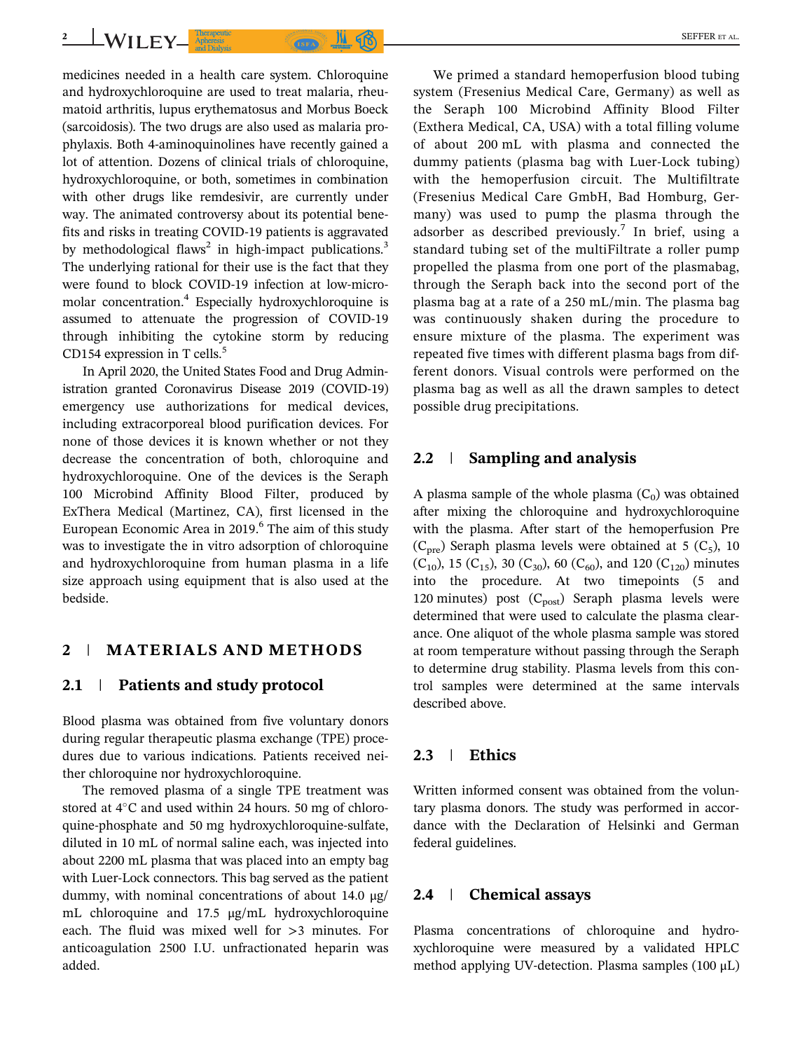medicines needed in a health care system. Chloroquine and hydroxychloroquine are used to treat malaria, rheumatoid arthritis, lupus erythematosus and Morbus Boeck (sarcoidosis). The two drugs are also used as malaria prophylaxis. Both 4-aminoquinolines have recently gained a lot of attention. Dozens of clinical trials of chloroquine, hydroxychloroquine, or both, sometimes in combination with other drugs like remdesivir, are currently under way. The animated controversy about its potential benefits and risks in treating COVID-19 patients is aggravated by methodological flaws[2] in high-impact publications.[3] The underlying rational for their use is the fact that they were found to block COVID-19 infection at low-micromolar concentration.[4] Especially hydroxychloroquine is assumed to attenuate the progression of COVID-19 through inhibiting the cytokine storm by reducing CD154 expression in T cells.[5]

In April 2020, the United States Food and Drug Administration granted Coronavirus Disease 2019 (COVID-19) emergency use authorizations for medical devices, including extracorporeal blood purification devices. For none of those devices it is known whether or not they decrease the concentration of both, chloroquine and hydroxychloroquine. One of the devices is the Seraph 100 Microbind Affinity Blood Filter, produced by ExThera Medical (Martinez, CA), first licensed in the European Economic Area in 2019.[6] The aim of this study was to investigate the in vitro adsorption of chloroquine and hydroxychloroquine from human plasma in a life size approach using equipment that is also used at the bedside.

## 2 | MATERIALS AND METHODS

### 2.1 | Patients and study protocol

Blood plasma was obtained from five voluntary donors during regular therapeutic plasma exchange (TPE) procedures due to various indications. Patients received neither chloroquine nor hydroxychloroquine.

The removed plasma of a single TPE treatment was stored at 4°C and used within 24 hours. 50 mg of chloroquine-phosphate and 50 mg hydroxychloroquine-sulfate, diluted in 10 mL of normal saline each, was injected into about 2200 mL plasma that was placed into an empty bag with Luer-Lock connectors. This bag served as the patient dummy, with nominal concentrations of about 14.0 μg/mL chloroquine and 17.5 μg/mL hydroxychloroquine each. The fluid was mixed well for >3 minutes. For anticoagulation 2500 I.U. unfractionated heparin was added.

We primed a standard hemoperfusion blood tubing system (Fresenius Medical Care, Germany) as well as the Seraph 100 Microbind Affinity Blood Filter (Exthera Medical, CA, USA) with a total filling volume of about 200 mL with plasma and connected the dummy patients (plasma bag with Luer-Lock tubing) with the hemoperfusion circuit. The Multifiltrate (Fresenius Medical Care GmbH, Bad Homburg, Germany) was used to pump the plasma through the adsorber as described previously.[7] In brief, using a standard tubing set of the multiFiltrate a roller pump propelled the plasma from one port of the plasmabag, through the Seraph back into the second port of the plasma bag at a rate of a 250 mL/min. The plasma bag was continuously shaken during the procedure to ensure mixture of the plasma. The experiment was repeated five times with different plasma bags from different donors. Visual controls were performed on the plasma bag as well as all the drawn samples to detect possible drug precipitations.

### 2.2 | Sampling and analysis

A plasma sample of the whole plasma ($C_0$) was obtained after mixing the chloroquine and hydroxychloroquine with the plasma. After start of the hemoperfusion Pre ($C_{pre}$) Seraph plasma levels were obtained at 5 ($C_5$), 10 ($C_{10}$), 15 ($C_{15}$), 30 ($C_{30}$), 60 ($C_{60}$), and 120 ($C_{120}$) minutes into the procedure. At two timepoints (5 and 120 minutes) post ($C_{post}$) Seraph plasma levels were determined that were used to calculate the plasma clearance. One aliquot of the whole plasma sample was stored at room temperature without passing through the Seraph to determine drug stability. Plasma levels from this control samples were determined at the same intervals described above.

### 2.3 | Ethics

Written informed consent was obtained from the voluntary plasma donors. The study was performed in accordance with the Declaration of Helsinki and German federal guidelines.

### 2.4 | Chemical assays

Plasma concentrations of chloroquine and hydroxychloroquine were measured by a validated HPLC method applying UV-detection. Plasma samples (100 μL)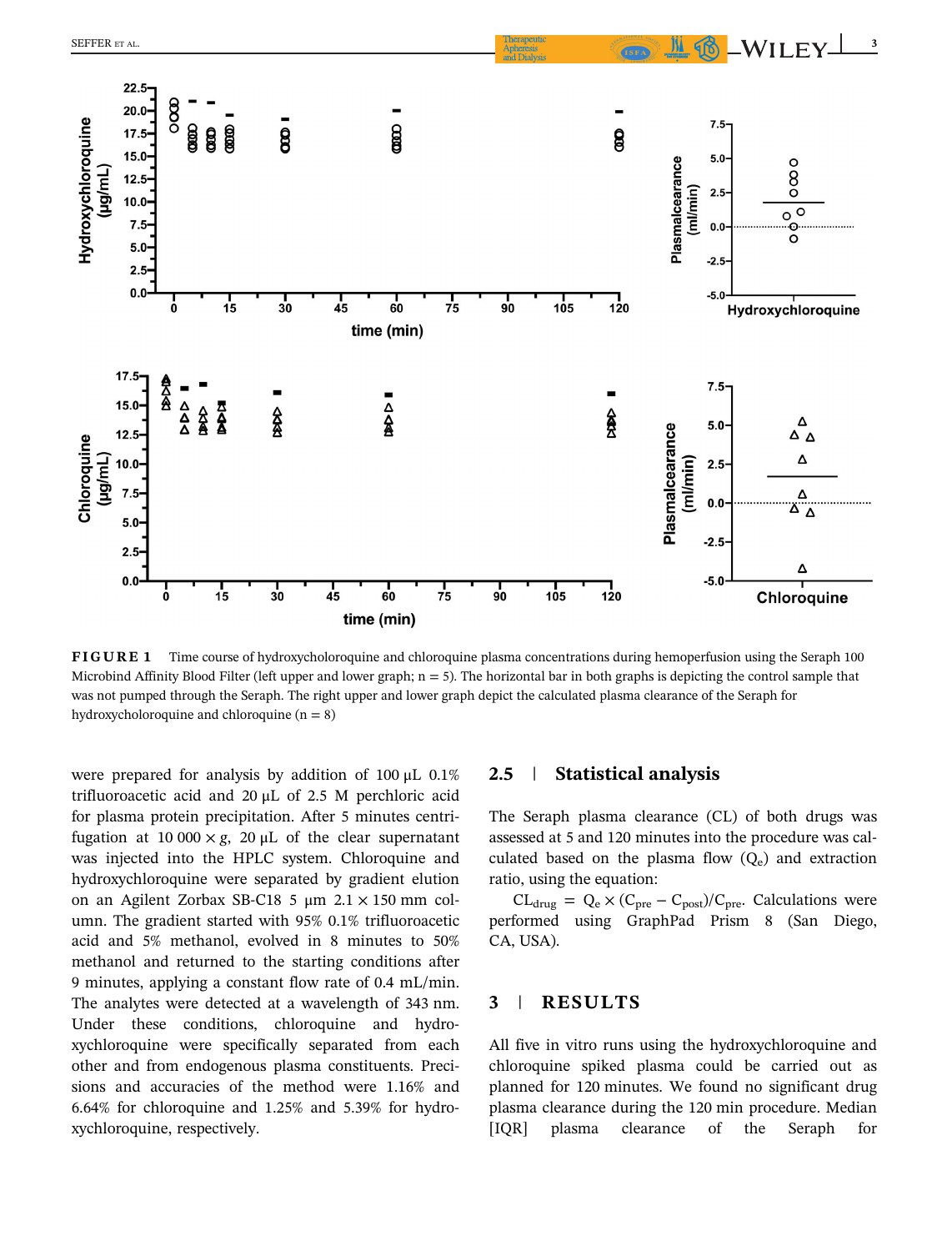FIGURE 1 Time course of hydroxycholoroquine and chloroquine plasma concentrations during hemoperfusion using the Seraph 100 Microbind Affinity Blood Filter (left upper and lower graph; n = 5). The horizontal bar in both graphs is depicting the control sample that was not pumped through the Seraph. The right upper and lower graph depict the calculated plasma clearance of the Seraph for hydroxycholoroquine and chloroquine (n = 8)

were prepared for analysis by addition of 100 μL 0.1% trifluoroacetic acid and 20 μL of 2.5 M perchloric acid for plasma protein precipitation. After 5 minutes centrifugation at 10 000 × g, 20 μL of the clear supernatant was injected into the HPLC system. Chloroquine and hydroxychloroquine were separated by gradient elution on an Agilent Zorbax SB-C18 5 μm 2.1 × 150 mm column. The gradient started with 95% 0.1% trifluoroacetic acid and 5% methanol, evolved in 8 minutes to 50% methanol and returned to the starting conditions after 9 minutes, applying a constant flow rate of 0.4 mL/min. The analytes were detected at a wavelength of 343 nm. Under these conditions, chloroquine and hydroxychloroquine were specifically separated from each other and from endogenous plasma constituents. Precisions and accuracies of the method were 1.16% and 6.64% for chloroquine and 1.25% and 5.39% for hydroxychloroquine, respectively.

### 2.5 | Statistical analysis

The Seraph plasma clearance (CL) of both drugs was assessed at 5 and 120 minutes into the procedure was calculated based on the plasma flow ($Q_e$) and extraction ratio, using the equation:

$CL_{drug} = Q_e \times (C_{pre} - C_{post})/C_{pre}$. Calculations were performed using GraphPad Prism 8 (San Diego, CA, USA).

## 3 | RESULTS

All five in vitro runs using the hydroxychloroquine and chloroquine spiked plasma could be carried out as planned for 120 minutes. We found no significant drug plasma clearance during the 120 min procedure. Median [IQR] plasma clearance of the Seraph for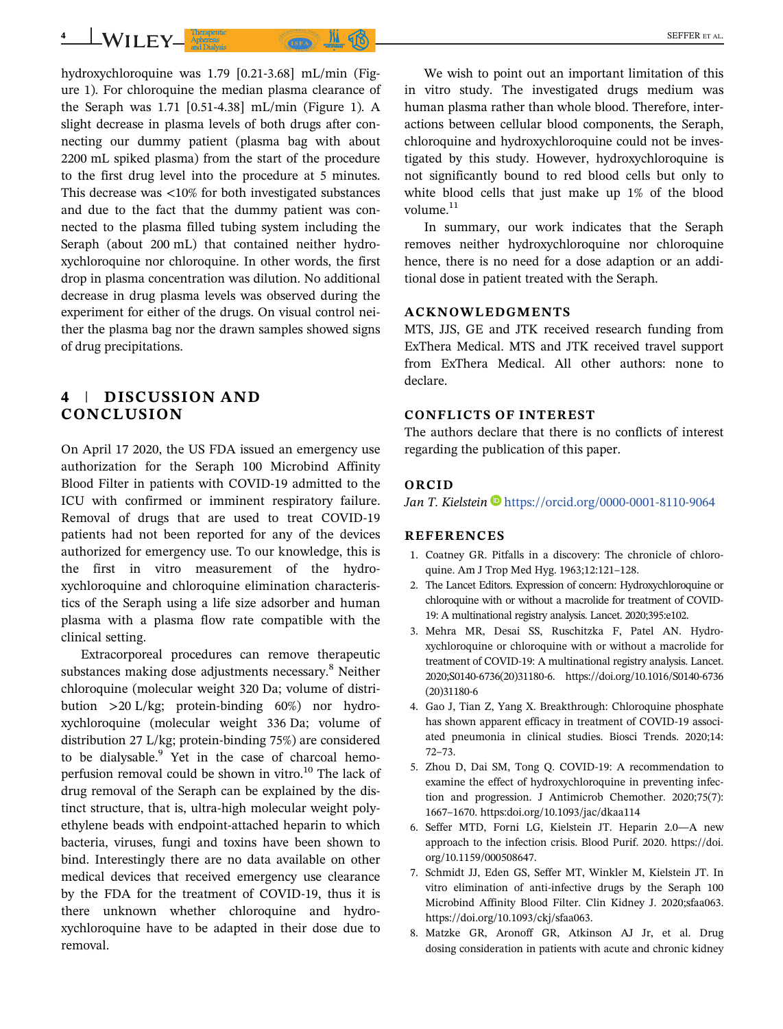hydroxychloroquine was 1.79 [0.21-3.68] mL/min (Figure 1). For chloroquine the median plasma clearance of the Seraph was 1.71 [0.51-4.38] mL/min (Figure 1). A slight decrease in plasma levels of both drugs after connecting our dummy patient (plasma bag with about 2200 mL spiked plasma) from the start of the procedure to the first drug level into the procedure at 5 minutes. This decrease was <10% for both investigated substances and due to the fact that the dummy patient was connected to the plasma filled tubing system including the Seraph (about 200 mL) that contained neither hydroxychloroquine nor chloroquine. In other words, the first drop in plasma concentration was dilution. No additional decrease in drug plasma levels was observed during the experiment for either of the drugs. On visual control neither the plasma bag nor the drawn samples showed signs of drug precipitations.

## 4 | DISCUSSION AND CONCLUSION

On April 17 2020, the US FDA issued an emergency use authorization for the Seraph 100 Microbind Affinity Blood Filter in patients with COVID-19 admitted to the ICU with confirmed or imminent respiratory failure. Removal of drugs that are used to treat COVID-19 patients had not been reported for any of the devices authorized for emergency use. To our knowledge, this is the first in vitro measurement of the hydroxychloroquine and chloroquine elimination characteristics of the Seraph using a life size adsorber and human plasma with a plasma flow rate compatible with the clinical setting.

Extracorporeal procedures can remove therapeutic substances making dose adjustments necessary.[8] Neither chloroquine (molecular weight 320 Da; volume of distribution >20 L/kg; protein-binding 60%) nor hydroxychloroquine (molecular weight 336 Da; volume of distribution 27 L/kg; protein-binding 75%) are considered to be dialysable.[9] Yet in the case of charcoal hemoperfusion removal could be shown in vitro.[10] The lack of drug removal of the Seraph can be explained by the distinct structure, that is, ultra-high molecular weight polyethylene beads with endpoint-attached heparin to which bacteria, viruses, fungi and toxins have been shown to bind. Interestingly there are no data available on other medical devices that received emergency use clearance by the FDA for the treatment of COVID-19, thus it is there unknown whether chloroquine and hydroxychloroquine have to be adapted in their dose due to removal.

We wish to point out an important limitation of this in vitro study. The investigated drugs medium was human plasma rather than whole blood. Therefore, interactions between cellular blood components, the Seraph, chloroquine and hydroxychloroquine could not be investigated by this study. However, hydroxychloroquine is not significantly bound to red blood cells but only to white blood cells that just make up 1% of the blood volume.[11]

In summary, our work indicates that the Seraph removes neither hydroxychloroquine nor chloroquine hence, there is no need for a dose adaption or an additional dose in patient treated with the Seraph.

## ACKNOWLEDGMENTS

MTS, JJS, GE and JTK received research funding from ExThera Medical. MTS and JTK received travel support from ExThera Medical. All other authors: none to declare.

## CONFLICTS OF INTEREST

The authors declare that there is no conflicts of interest regarding the publication of this paper.

## ORCID

*Jan T. Kielstein* https://orcid.org/0000-0001-8110-9064

## REFERENCES

1. Coatney GR. Pitfalls in a discovery: The chronicle of chloroquine. Am J Trop Med Hyg. 1963;12:121–128.
2. The Lancet Editors. Expression of concern: Hydroxychloroquine or chloroquine with or without a macrolide for treatment of COVID-19: A multinational registry analysis. Lancet. 2020;395:e102.
3. Mehra MR, Desai SS, Ruschitzka F, Patel AN. Hydroxychloroquine or chloroquine with or without a macrolide for treatment of COVID-19: A multinational registry analysis. Lancet. 2020;S0140-6736(20)31180-6. https://doi.org/10.1016/S0140-6736(20)31180-6
4. Gao J, Tian Z, Yang X. Breakthrough: Chloroquine phosphate has shown apparent efficacy in treatment of COVID-19 associated pneumonia in clinical studies. Biosci Trends. 2020;14:72–73.
5. Zhou D, Dai SM, Tong Q. COVID-19: A recommendation to examine the effect of hydroxychloroquine in preventing infection and progression. J Antimicrob Chemother. 2020;75(7):1667–1670. https:doi.org/10.1093/jac/dkaa114
6. Seffer MTD, Forni LG, Kielstein JT. Heparin 2.0—A new approach to the infection crisis. Blood Purif. 2020. https://doi.org/10.1159/000508647.
7. Schmidt JJ, Eden GS, Seffer MT, Winkler M, Kielstein JT. In vitro elimination of anti-infective drugs by the Seraph 100 Microbind Affinity Blood Filter. Clin Kidney J. 2020;sfaa063. https://doi.org/10.1093/ckj/sfaa063.
8. Matzke GR, Aronoff GR, Atkinson AJ Jr, et al. Drug dosing consideration in patients with acute and chronic kidney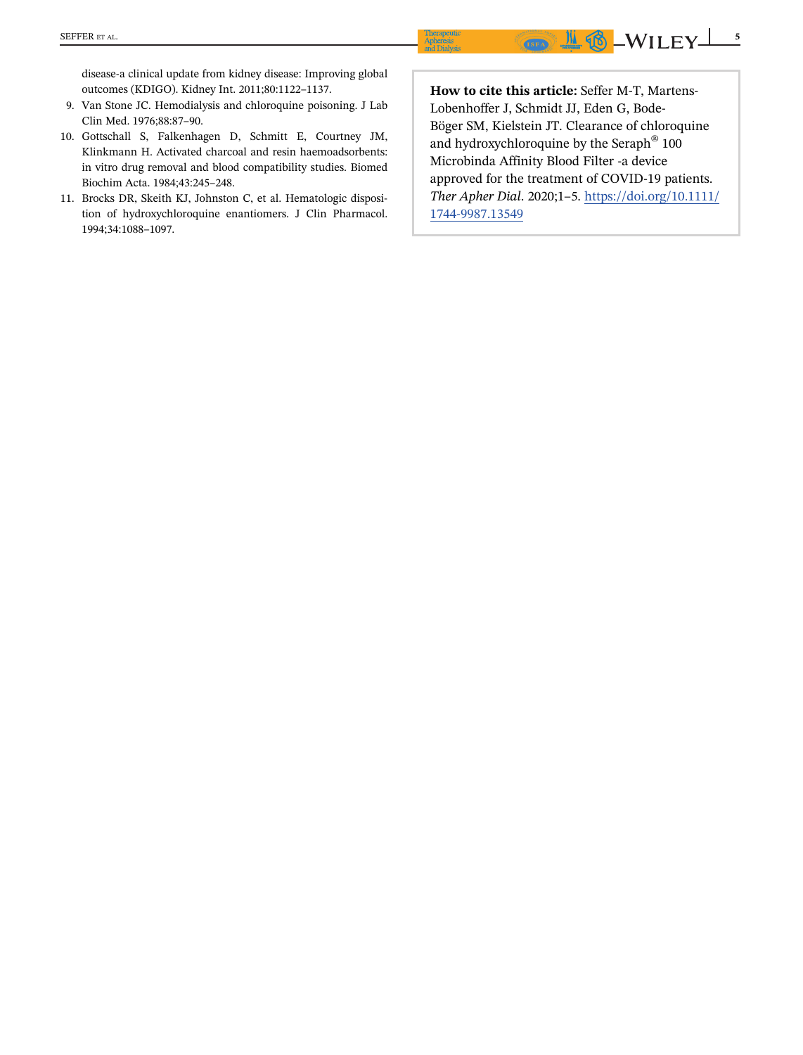disease-a clinical update from kidney disease: Improving global outcomes (KDIGO). Kidney Int. 2011;80:1122–1137.

9. Van Stone JC. Hemodialysis and chloroquine poisoning. J Lab Clin Med. 1976;88:87–90.
10. Gottschall S, Falkenhagen D, Schmitt E, Courtney JM, Klinkmann H. Activated charcoal and resin haemoadsorbents: in vitro drug removal and blood compatibility studies. Biomed Biochim Acta. 1984;43:245–248.
11. Brocks DR, Skeith KJ, Johnston C, et al. Hematologic disposition of hydroxychloroquine enantiomers. J Clin Pharmacol. 1994;34:1088–1097.

**How to cite this article:** Seffer M-T, Martens-Lobenhoffer J, Schmidt JJ, Eden G, Bode-Böger SM, Kielstein JT. Clearance of chloroquine and hydroxychloroquine by the Seraph® 100 Microbinda Affinity Blood Filter -a device approved for the treatment of COVID-19 patients. *Ther Apher Dial*. 2020;1–5. https://doi.org/10.1111/1744-9987.13549